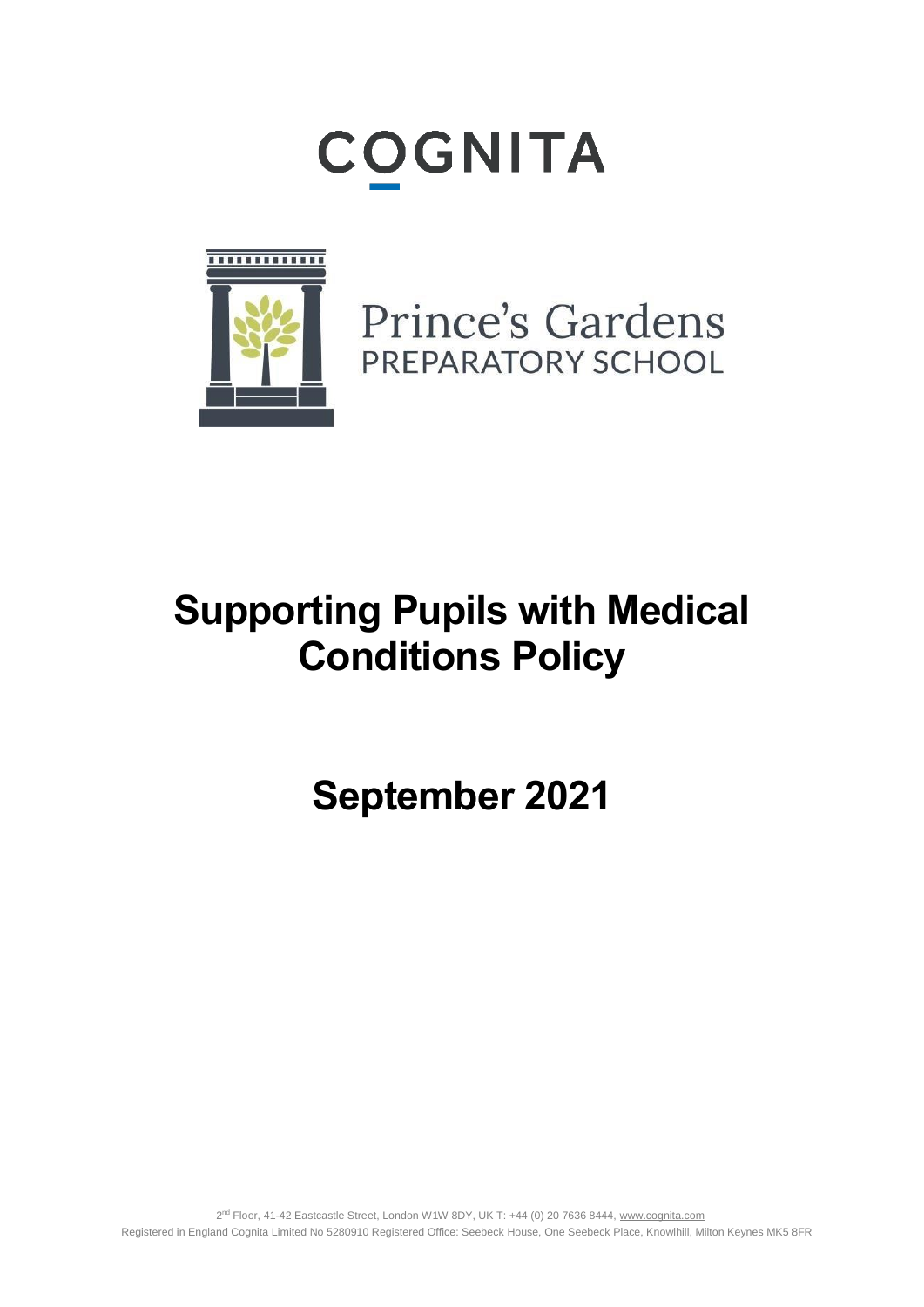COGNITA

Prince's Gardens
PREPARATORY SCHOOL

# Supporting Pupils with Medical Conditions Policy

## September 2021

2nd Floor, 41-42 Eastcastle Street, London W1W 8DY, UK T: +44 (0) 20 7636 8444, www.cognita.com
Registered in England Cognita Limited No 5280910 Registered Office: Seebeck House, One Seebeck Place, Knowlhill, Milton Keynes MK5 8FR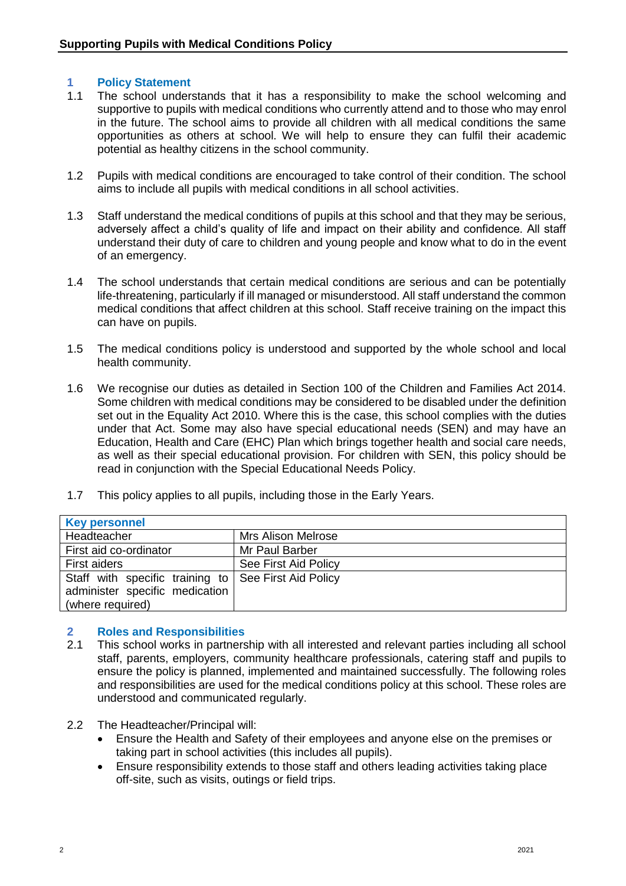## 1 Policy Statement

1.1 The school understands that it has a responsibility to make the school welcoming and supportive to pupils with medical conditions who currently attend and to those who may enrol in the future. The school aims to provide all children with all medical conditions the same opportunities as others at school. We will help to ensure they can fulfil their academic potential as healthy citizens in the school community.

1.2 Pupils with medical conditions are encouraged to take control of their condition. The school aims to include all pupils with medical conditions in all school activities.

1.3 Staff understand the medical conditions of pupils at this school and that they may be serious, adversely affect a child's quality of life and impact on their ability and confidence. All staff understand their duty of care to children and young people and know what to do in the event of an emergency.

1.4 The school understands that certain medical conditions are serious and can be potentially life-threatening, particularly if ill managed or misunderstood. All staff understand the common medical conditions that affect children at this school. Staff receive training on the impact this can have on pupils.

1.5 The medical conditions policy is understood and supported by the whole school and local health community.

1.6 We recognise our duties as detailed in Section 100 of the Children and Families Act 2014. Some children with medical conditions may be considered to be disabled under the definition set out in the Equality Act 2010. Where this is the case, this school complies with the duties under that Act. Some may also have special educational needs (SEN) and may have an Education, Health and Care (EHC) Plan which brings together health and social care needs, as well as their special educational provision. For children with SEN, this policy should be read in conjunction with the Special Educational Needs Policy.

1.7 This policy applies to all pupils, including those in the Early Years.

| **Key personnel** | |
|---|---|
| Headteacher | Mrs Alison Melrose |
| First aid co-ordinator | Mr Paul Barber |
| First aiders | See First Aid Policy |
| Staff with specific training to administer specific medication (where required) | See First Aid Policy |

## 2 Roles and Responsibilities

2.1 This school works in partnership with all interested and relevant parties including all school staff, parents, employers, community healthcare professionals, catering staff and pupils to ensure the policy is planned, implemented and maintained successfully. The following roles and responsibilities are used for the medical conditions policy at this school. These roles are understood and communicated regularly.

2.2 The Headteacher/Principal will:

- Ensure the Health and Safety of their employees and anyone else on the premises or taking part in school activities (this includes all pupils).
- Ensure responsibility extends to those staff and others leading activities taking place off-site, such as visits, outings or field trips.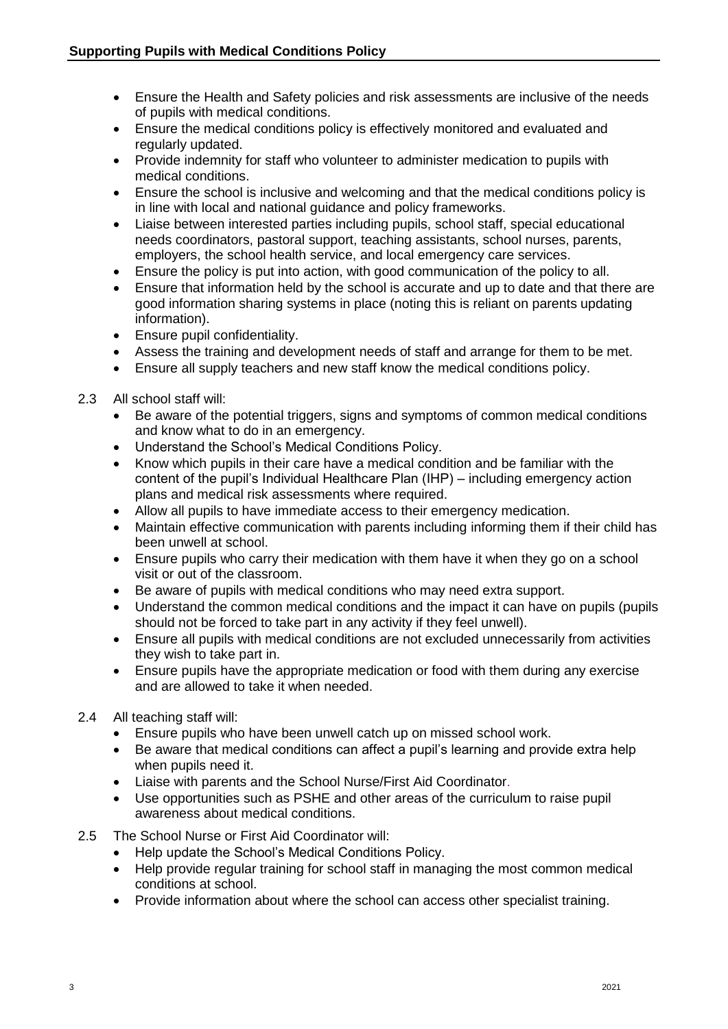- Ensure the Health and Safety policies and risk assessments are inclusive of the needs of pupils with medical conditions.
- Ensure the medical conditions policy is effectively monitored and evaluated and regularly updated.
- Provide indemnity for staff who volunteer to administer medication to pupils with medical conditions.
- Ensure the school is inclusive and welcoming and that the medical conditions policy is in line with local and national guidance and policy frameworks.
- Liaise between interested parties including pupils, school staff, special educational needs coordinators, pastoral support, teaching assistants, school nurses, parents, employers, the school health service, and local emergency care services.
- Ensure the policy is put into action, with good communication of the policy to all.
- Ensure that information held by the school is accurate and up to date and that there are good information sharing systems in place (noting this is reliant on parents updating information).
- Ensure pupil confidentiality.
- Assess the training and development needs of staff and arrange for them to be met.
- Ensure all supply teachers and new staff know the medical conditions policy.

2.3 All school staff will:

- Be aware of the potential triggers, signs and symptoms of common medical conditions and know what to do in an emergency.
- Understand the School's Medical Conditions Policy.
- Know which pupils in their care have a medical condition and be familiar with the content of the pupil's Individual Healthcare Plan (IHP) – including emergency action plans and medical risk assessments where required.
- Allow all pupils to have immediate access to their emergency medication.
- Maintain effective communication with parents including informing them if their child has been unwell at school.
- Ensure pupils who carry their medication with them have it when they go on a school visit or out of the classroom.
- Be aware of pupils with medical conditions who may need extra support.
- Understand the common medical conditions and the impact it can have on pupils (pupils should not be forced to take part in any activity if they feel unwell).
- Ensure all pupils with medical conditions are not excluded unnecessarily from activities they wish to take part in.
- Ensure pupils have the appropriate medication or food with them during any exercise and are allowed to take it when needed.

2.4 All teaching staff will:

- Ensure pupils who have been unwell catch up on missed school work.
- Be aware that medical conditions can affect a pupil's learning and provide extra help when pupils need it.
- Liaise with parents and the School Nurse/First Aid Coordinator.
- Use opportunities such as PSHE and other areas of the curriculum to raise pupil awareness about medical conditions.

2.5 The School Nurse or First Aid Coordinator will:

- Help update the School's Medical Conditions Policy.
- Help provide regular training for school staff in managing the most common medical conditions at school.
- Provide information about where the school can access other specialist training.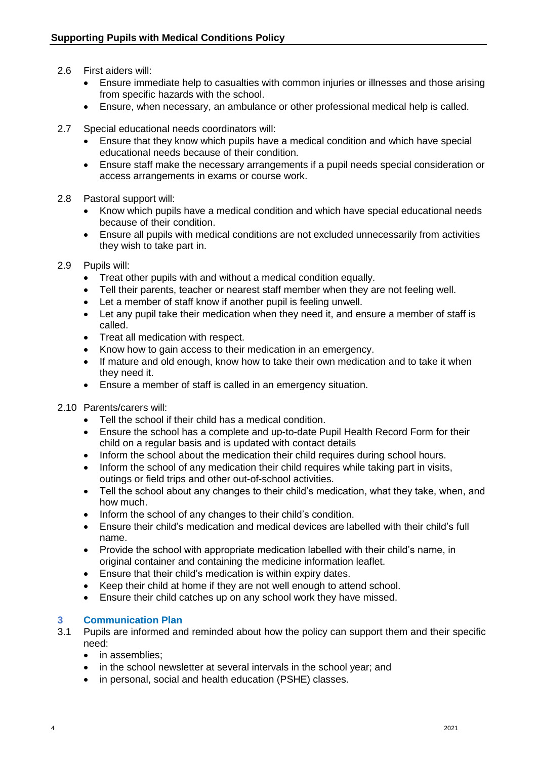2.6 First aiders will:

- Ensure immediate help to casualties with common injuries or illnesses and those arising from specific hazards with the school.
- Ensure, when necessary, an ambulance or other professional medical help is called.

2.7 Special educational needs coordinators will:

- Ensure that they know which pupils have a medical condition and which have special educational needs because of their condition.
- Ensure staff make the necessary arrangements if a pupil needs special consideration or access arrangements in exams or course work.

2.8 Pastoral support will:

- Know which pupils have a medical condition and which have special educational needs because of their condition.
- Ensure all pupils with medical conditions are not excluded unnecessarily from activities they wish to take part in.

2.9 Pupils will:

- Treat other pupils with and without a medical condition equally.
- Tell their parents, teacher or nearest staff member when they are not feeling well.
- Let a member of staff know if another pupil is feeling unwell.
- Let any pupil take their medication when they need it, and ensure a member of staff is called.
- Treat all medication with respect.
- Know how to gain access to their medication in an emergency.
- If mature and old enough, know how to take their own medication and to take it when they need it.
- Ensure a member of staff is called in an emergency situation.

2.10 Parents/carers will:

- Tell the school if their child has a medical condition.
- Ensure the school has a complete and up-to-date Pupil Health Record Form for their child on a regular basis and is updated with contact details
- Inform the school about the medication their child requires during school hours.
- Inform the school of any medication their child requires while taking part in visits, outings or field trips and other out-of-school activities.
- Tell the school about any changes to their child's medication, what they take, when, and how much.
- Inform the school of any changes to their child's condition.
- Ensure their child's medication and medical devices are labelled with their child's full name.
- Provide the school with appropriate medication labelled with their child's name, in original container and containing the medicine information leaflet.
- Ensure that their child's medication is within expiry dates.
- Keep their child at home if they are not well enough to attend school.
- Ensure their child catches up on any school work they have missed.

## 3 Communication Plan

3.1 Pupils are informed and reminded about how the policy can support them and their specific need:

- in assemblies;
- in the school newsletter at several intervals in the school year; and
- in personal, social and health education (PSHE) classes.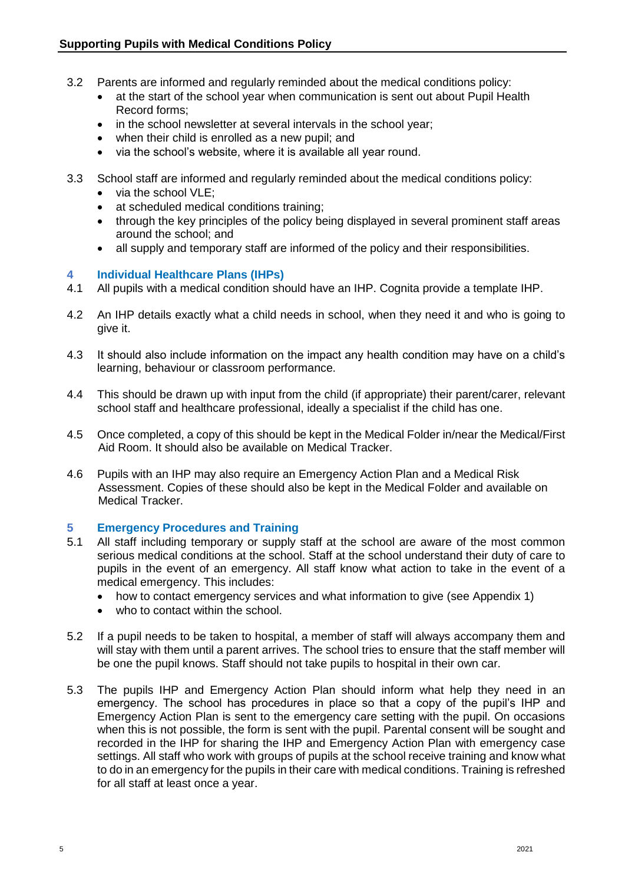3.2 Parents are informed and regularly reminded about the medical conditions policy:

- at the start of the school year when communication is sent out about Pupil Health Record forms;
- in the school newsletter at several intervals in the school year;
- when their child is enrolled as a new pupil; and
- via the school's website, where it is available all year round.

3.3 School staff are informed and regularly reminded about the medical conditions policy:

- via the school VLE;
- at scheduled medical conditions training;
- through the key principles of the policy being displayed in several prominent staff areas around the school; and
- all supply and temporary staff are informed of the policy and their responsibilities.

## 4 Individual Healthcare Plans (IHPs)

4.1 All pupils with a medical condition should have an IHP. Cognita provide a template IHP.

4.2 An IHP details exactly what a child needs in school, when they need it and who is going to give it.

4.3 It should also include information on the impact any health condition may have on a child's learning, behaviour or classroom performance.

4.4 This should be drawn up with input from the child (if appropriate) their parent/carer, relevant school staff and healthcare professional, ideally a specialist if the child has one.

4.5 Once completed, a copy of this should be kept in the Medical Folder in/near the Medical/First Aid Room. It should also be available on Medical Tracker.

4.6 Pupils with an IHP may also require an Emergency Action Plan and a Medical Risk Assessment. Copies of these should also be kept in the Medical Folder and available on Medical Tracker.

## 5 Emergency Procedures and Training

5.1 All staff including temporary or supply staff at the school are aware of the most common serious medical conditions at the school. Staff at the school understand their duty of care to pupils in the event of an emergency. All staff know what action to take in the event of a medical emergency. This includes:

- how to contact emergency services and what information to give (see Appendix 1)
- who to contact within the school.

5.2 If a pupil needs to be taken to hospital, a member of staff will always accompany them and will stay with them until a parent arrives. The school tries to ensure that the staff member will be one the pupil knows. Staff should not take pupils to hospital in their own car.

5.3 The pupils IHP and Emergency Action Plan should inform what help they need in an emergency. The school has procedures in place so that a copy of the pupil's IHP and Emergency Action Plan is sent to the emergency care setting with the pupil. On occasions when this is not possible, the form is sent with the pupil. Parental consent will be sought and recorded in the IHP for sharing the IHP and Emergency Action Plan with emergency case settings. All staff who work with groups of pupils at the school receive training and know what to do in an emergency for the pupils in their care with medical conditions. Training is refreshed for all staff at least once a year.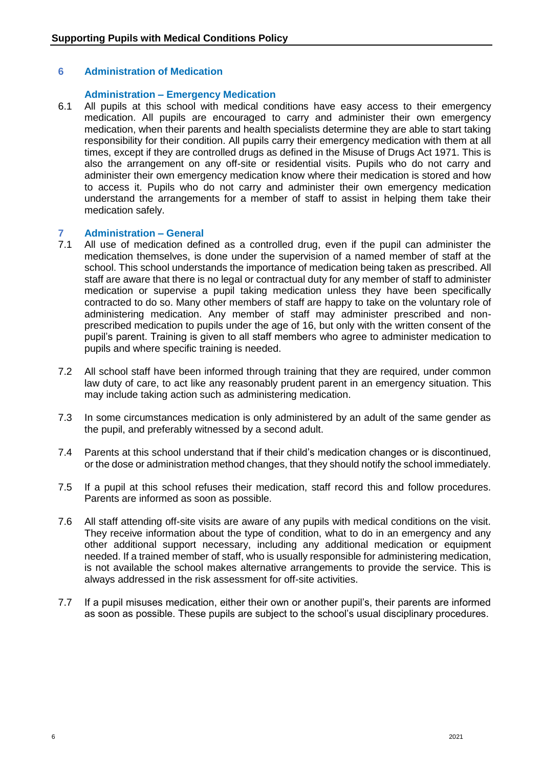## 6 Administration of Medication

### Administration – Emergency Medication

6.1 All pupils at this school with medical conditions have easy access to their emergency medication. All pupils are encouraged to carry and administer their own emergency medication, when their parents and health specialists determine they are able to start taking responsibility for their condition. All pupils carry their emergency medication with them at all times, except if they are controlled drugs as defined in the Misuse of Drugs Act 1971. This is also the arrangement on any off-site or residential visits. Pupils who do not carry and administer their own emergency medication know where their medication is stored and how to access it. Pupils who do not carry and administer their own emergency medication understand the arrangements for a member of staff to assist in helping them take their medication safely.

## 7 Administration – General

7.1 All use of medication defined as a controlled drug, even if the pupil can administer the medication themselves, is done under the supervision of a named member of staff at the school. This school understands the importance of medication being taken as prescribed. All staff are aware that there is no legal or contractual duty for any member of staff to administer medication or supervise a pupil taking medication unless they have been specifically contracted to do so. Many other members of staff are happy to take on the voluntary role of administering medication. Any member of staff may administer prescribed and non-prescribed medication to pupils under the age of 16, but only with the written consent of the pupil's parent. Training is given to all staff members who agree to administer medication to pupils and where specific training is needed.

7.2 All school staff have been informed through training that they are required, under common law duty of care, to act like any reasonably prudent parent in an emergency situation. This may include taking action such as administering medication.

7.3 In some circumstances medication is only administered by an adult of the same gender as the pupil, and preferably witnessed by a second adult.

7.4 Parents at this school understand that if their child's medication changes or is discontinued, or the dose or administration method changes, that they should notify the school immediately.

7.5 If a pupil at this school refuses their medication, staff record this and follow procedures. Parents are informed as soon as possible.

7.6 All staff attending off-site visits are aware of any pupils with medical conditions on the visit. They receive information about the type of condition, what to do in an emergency and any other additional support necessary, including any additional medication or equipment needed. If a trained member of staff, who is usually responsible for administering medication, is not available the school makes alternative arrangements to provide the service. This is always addressed in the risk assessment for off-site activities.

7.7 If a pupil misuses medication, either their own or another pupil's, their parents are informed as soon as possible. These pupils are subject to the school's usual disciplinary procedures.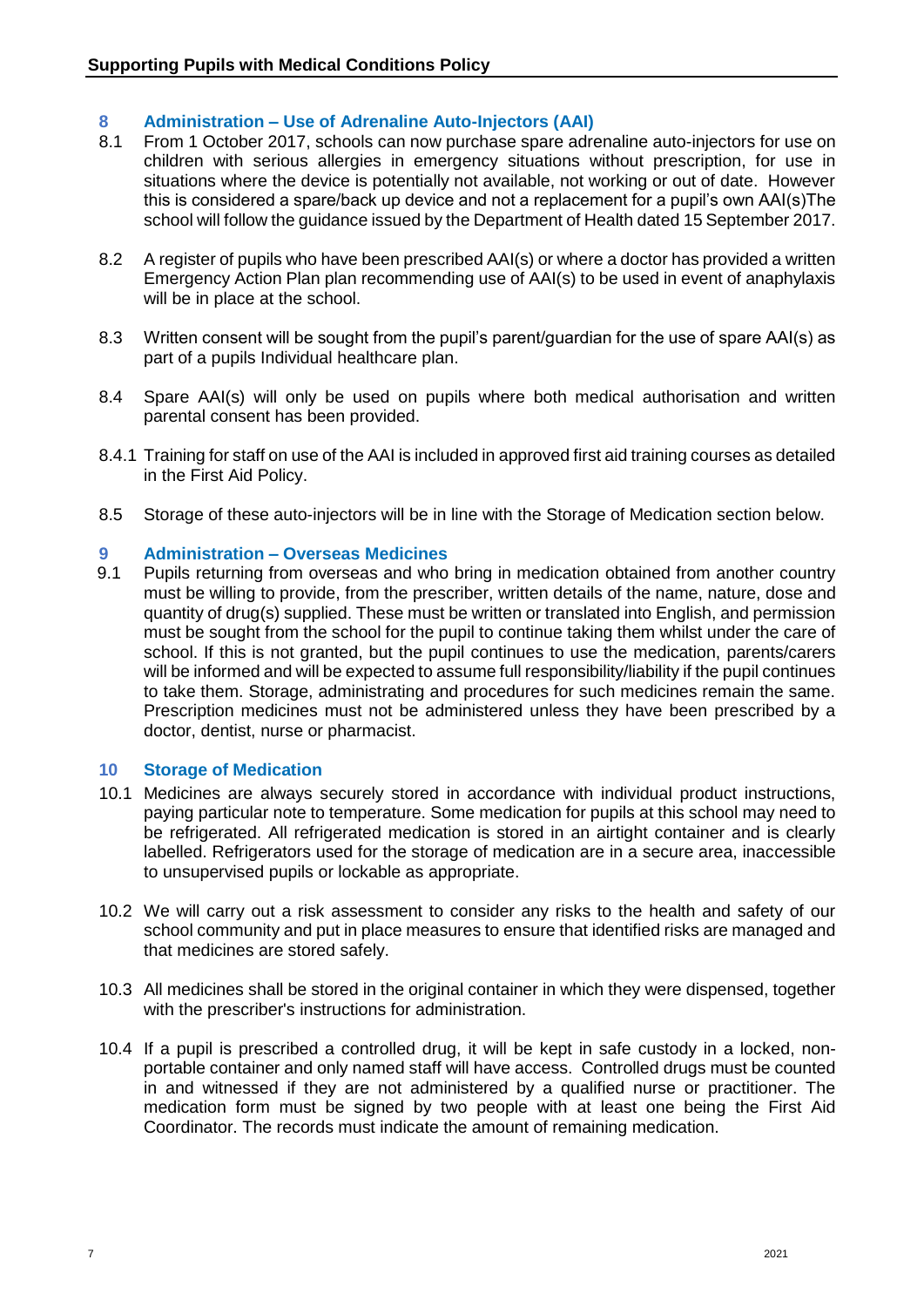## 8 Administration – Use of Adrenaline Auto-Injectors (AAI)

8.1 From 1 October 2017, schools can now purchase spare adrenaline auto-injectors for use on children with serious allergies in emergency situations without prescription, for use in situations where the device is potentially not available, not working or out of date. However this is considered a spare/back up device and not a replacement for a pupil's own AAI(s)The school will follow the guidance issued by the Department of Health dated 15 September 2017.

8.2 A register of pupils who have been prescribed AAI(s) or where a doctor has provided a written Emergency Action Plan plan recommending use of AAI(s) to be used in event of anaphylaxis will be in place at the school.

8.3 Written consent will be sought from the pupil's parent/guardian for the use of spare AAI(s) as part of a pupils Individual healthcare plan.

8.4 Spare AAI(s) will only be used on pupils where both medical authorisation and written parental consent has been provided.

8.4.1 Training for staff on use of the AAI is included in approved first aid training courses as detailed in the First Aid Policy.

8.5 Storage of these auto-injectors will be in line with the Storage of Medication section below.

## 9 Administration – Overseas Medicines

9.1 Pupils returning from overseas and who bring in medication obtained from another country must be willing to provide, from the prescriber, written details of the name, nature, dose and quantity of drug(s) supplied. These must be written or translated into English, and permission must be sought from the school for the pupil to continue taking them whilst under the care of school. If this is not granted, but the pupil continues to use the medication, parents/carers will be informed and will be expected to assume full responsibility/liability if the pupil continues to take them. Storage, administrating and procedures for such medicines remain the same. Prescription medicines must not be administered unless they have been prescribed by a doctor, dentist, nurse or pharmacist.

## 10 Storage of Medication

10.1 Medicines are always securely stored in accordance with individual product instructions, paying particular note to temperature. Some medication for pupils at this school may need to be refrigerated. All refrigerated medication is stored in an airtight container and is clearly labelled. Refrigerators used for the storage of medication are in a secure area, inaccessible to unsupervised pupils or lockable as appropriate.

10.2 We will carry out a risk assessment to consider any risks to the health and safety of our school community and put in place measures to ensure that identified risks are managed and that medicines are stored safely.

10.3 All medicines shall be stored in the original container in which they were dispensed, together with the prescriber's instructions for administration.

10.4 If a pupil is prescribed a controlled drug, it will be kept in safe custody in a locked, non-portable container and only named staff will have access. Controlled drugs must be counted in and witnessed if they are not administered by a qualified nurse or practitioner. The medication form must be signed by two people with at least one being the First Aid Coordinator. The records must indicate the amount of remaining medication.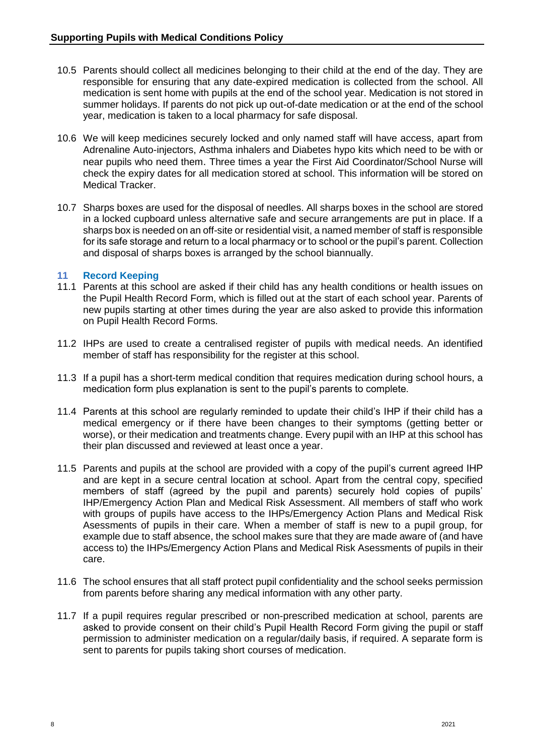10.5 Parents should collect all medicines belonging to their child at the end of the day. They are responsible for ensuring that any date-expired medication is collected from the school. All medication is sent home with pupils at the end of the school year. Medication is not stored in summer holidays. If parents do not pick up out-of-date medication or at the end of the school year, medication is taken to a local pharmacy for safe disposal.

10.6 We will keep medicines securely locked and only named staff will have access, apart from Adrenaline Auto-injectors, Asthma inhalers and Diabetes hypo kits which need to be with or near pupils who need them. Three times a year the First Aid Coordinator/School Nurse will check the expiry dates for all medication stored at school. This information will be stored on Medical Tracker.

10.7 Sharps boxes are used for the disposal of needles. All sharps boxes in the school are stored in a locked cupboard unless alternative safe and secure arrangements are put in place. If a sharps box is needed on an off-site or residential visit, a named member of staff is responsible for its safe storage and return to a local pharmacy or to school or the pupil's parent. Collection and disposal of sharps boxes is arranged by the school biannually.

## 11 Record Keeping

11.1 Parents at this school are asked if their child has any health conditions or health issues on the Pupil Health Record Form, which is filled out at the start of each school year. Parents of new pupils starting at other times during the year are also asked to provide this information on Pupil Health Record Forms.

11.2 IHPs are used to create a centralised register of pupils with medical needs. An identified member of staff has responsibility for the register at this school.

11.3 If a pupil has a short-term medical condition that requires medication during school hours, a medication form plus explanation is sent to the pupil's parents to complete.

11.4 Parents at this school are regularly reminded to update their child's IHP if their child has a medical emergency or if there have been changes to their symptoms (getting better or worse), or their medication and treatments change. Every pupil with an IHP at this school has their plan discussed and reviewed at least once a year.

11.5 Parents and pupils at the school are provided with a copy of the pupil's current agreed IHP and are kept in a secure central location at school. Apart from the central copy, specified members of staff (agreed by the pupil and parents) securely hold copies of pupils' IHP/Emergency Action Plan and Medical Risk Assessment. All members of staff who work with groups of pupils have access to the IHPs/Emergency Action Plans and Medical Risk Asessments of pupils in their care. When a member of staff is new to a pupil group, for example due to staff absence, the school makes sure that they are made aware of (and have access to) the IHPs/Emergency Action Plans and Medical Risk Asessments of pupils in their care.

11.6 The school ensures that all staff protect pupil confidentiality and the school seeks permission from parents before sharing any medical information with any other party.

11.7 If a pupil requires regular prescribed or non-prescribed medication at school, parents are asked to provide consent on their child's Pupil Health Record Form giving the pupil or staff permission to administer medication on a regular/daily basis, if required. A separate form is sent to parents for pupils taking short courses of medication.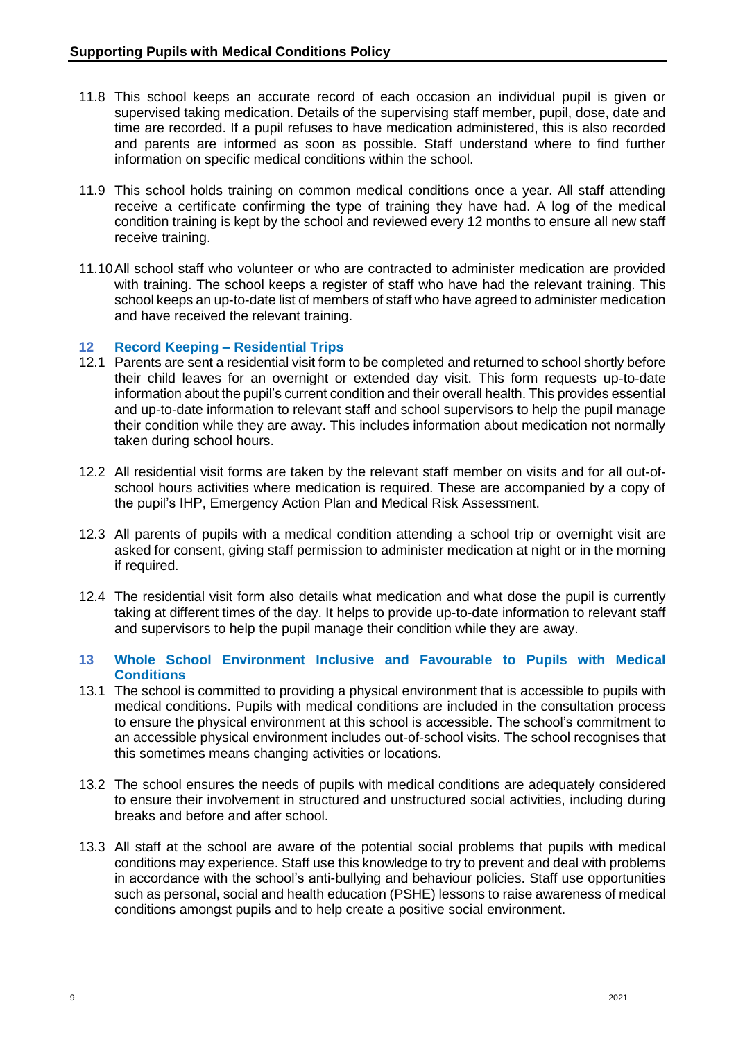11.8 This school keeps an accurate record of each occasion an individual pupil is given or supervised taking medication. Details of the supervising staff member, pupil, dose, date and time are recorded. If a pupil refuses to have medication administered, this is also recorded and parents are informed as soon as possible. Staff understand where to find further information on specific medical conditions within the school.

11.9 This school holds training on common medical conditions once a year. All staff attending receive a certificate confirming the type of training they have had. A log of the medical condition training is kept by the school and reviewed every 12 months to ensure all new staff receive training.

11.10 All school staff who volunteer or who are contracted to administer medication are provided with training. The school keeps a register of staff who have had the relevant training. This school keeps an up-to-date list of members of staff who have agreed to administer medication and have received the relevant training.

## 12 Record Keeping – Residential Trips

12.1 Parents are sent a residential visit form to be completed and returned to school shortly before their child leaves for an overnight or extended day visit. This form requests up-to-date information about the pupil's current condition and their overall health. This provides essential and up-to-date information to relevant staff and school supervisors to help the pupil manage their condition while they are away. This includes information about medication not normally taken during school hours.

12.2 All residential visit forms are taken by the relevant staff member on visits and for all out-of-school hours activities where medication is required. These are accompanied by a copy of the pupil's IHP, Emergency Action Plan and Medical Risk Assessment.

12.3 All parents of pupils with a medical condition attending a school trip or overnight visit are asked for consent, giving staff permission to administer medication at night or in the morning if required.

12.4 The residential visit form also details what medication and what dose the pupil is currently taking at different times of the day. It helps to provide up-to-date information to relevant staff and supervisors to help the pupil manage their condition while they are away.

## 13 Whole School Environment Inclusive and Favourable to Pupils with Medical Conditions

13.1 The school is committed to providing a physical environment that is accessible to pupils with medical conditions. Pupils with medical conditions are included in the consultation process to ensure the physical environment at this school is accessible. The school's commitment to an accessible physical environment includes out-of-school visits. The school recognises that this sometimes means changing activities or locations.

13.2 The school ensures the needs of pupils with medical conditions are adequately considered to ensure their involvement in structured and unstructured social activities, including during breaks and before and after school.

13.3 All staff at the school are aware of the potential social problems that pupils with medical conditions may experience. Staff use this knowledge to try to prevent and deal with problems in accordance with the school's anti-bullying and behaviour policies. Staff use opportunities such as personal, social and health education (PSHE) lessons to raise awareness of medical conditions amongst pupils and to help create a positive social environment.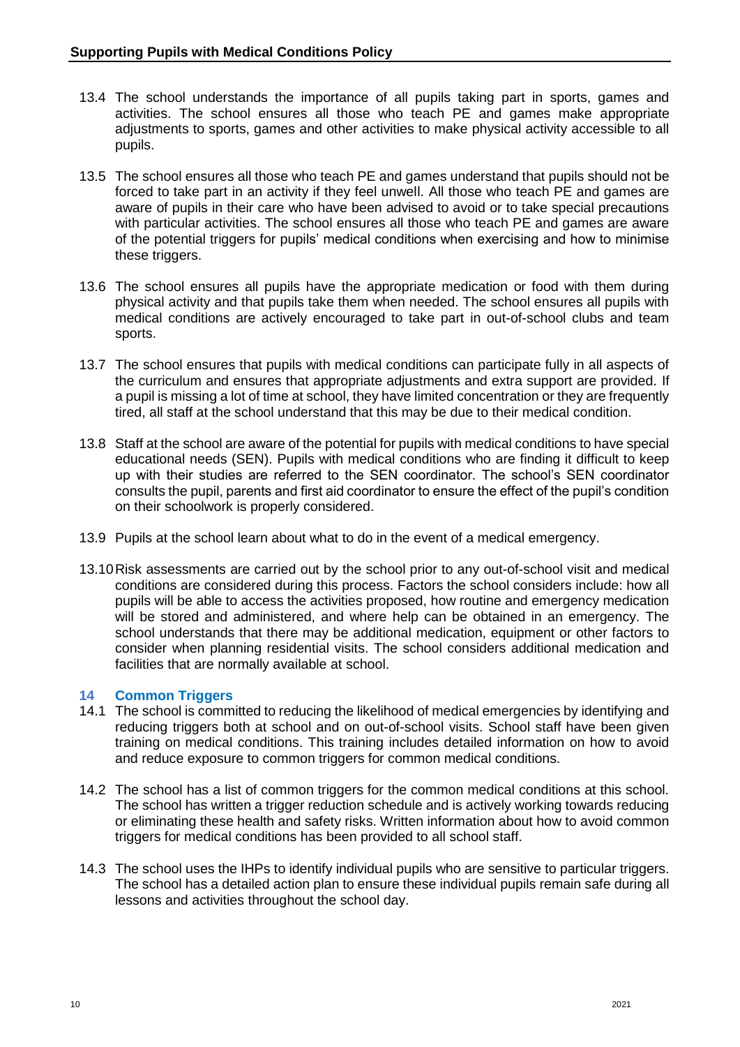13.4 The school understands the importance of all pupils taking part in sports, games and activities. The school ensures all those who teach PE and games make appropriate adjustments to sports, games and other activities to make physical activity accessible to all pupils.

13.5 The school ensures all those who teach PE and games understand that pupils should not be forced to take part in an activity if they feel unwell. All those who teach PE and games are aware of pupils in their care who have been advised to avoid or to take special precautions with particular activities. The school ensures all those who teach PE and games are aware of the potential triggers for pupils' medical conditions when exercising and how to minimise these triggers.

13.6 The school ensures all pupils have the appropriate medication or food with them during physical activity and that pupils take them when needed. The school ensures all pupils with medical conditions are actively encouraged to take part in out-of-school clubs and team sports.

13.7 The school ensures that pupils with medical conditions can participate fully in all aspects of the curriculum and ensures that appropriate adjustments and extra support are provided. If a pupil is missing a lot of time at school, they have limited concentration or they are frequently tired, all staff at the school understand that this may be due to their medical condition.

13.8 Staff at the school are aware of the potential for pupils with medical conditions to have special educational needs (SEN). Pupils with medical conditions who are finding it difficult to keep up with their studies are referred to the SEN coordinator. The school's SEN coordinator consults the pupil, parents and first aid coordinator to ensure the effect of the pupil's condition on their schoolwork is properly considered.

13.9 Pupils at the school learn about what to do in the event of a medical emergency.

13.10 Risk assessments are carried out by the school prior to any out-of-school visit and medical conditions are considered during this process. Factors the school considers include: how all pupils will be able to access the activities proposed, how routine and emergency medication will be stored and administered, and where help can be obtained in an emergency. The school understands that there may be additional medication, equipment or other factors to consider when planning residential visits. The school considers additional medication and facilities that are normally available at school.

## 14 Common Triggers

14.1 The school is committed to reducing the likelihood of medical emergencies by identifying and reducing triggers both at school and on out-of-school visits. School staff have been given training on medical conditions. This training includes detailed information on how to avoid and reduce exposure to common triggers for common medical conditions.

14.2 The school has a list of common triggers for the common medical conditions at this school. The school has written a trigger reduction schedule and is actively working towards reducing or eliminating these health and safety risks. Written information about how to avoid common triggers for medical conditions has been provided to all school staff.

14.3 The school uses the IHPs to identify individual pupils who are sensitive to particular triggers. The school has a detailed action plan to ensure these individual pupils remain safe during all lessons and activities throughout the school day.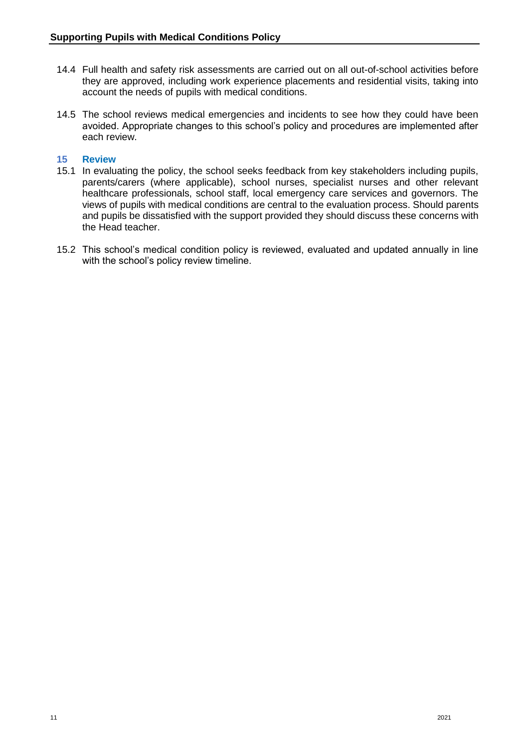14.4 Full health and safety risk assessments are carried out on all out-of-school activities before they are approved, including work experience placements and residential visits, taking into account the needs of pupils with medical conditions.

14.5 The school reviews medical emergencies and incidents to see how they could have been avoided. Appropriate changes to this school's policy and procedures are implemented after each review.

## 15 Review

15.1 In evaluating the policy, the school seeks feedback from key stakeholders including pupils, parents/carers (where applicable), school nurses, specialist nurses and other relevant healthcare professionals, school staff, local emergency care services and governors. The views of pupils with medical conditions are central to the evaluation process. Should parents and pupils be dissatisfied with the support provided they should discuss these concerns with the Head teacher.

15.2 This school's medical condition policy is reviewed, evaluated and updated annually in line with the school's policy review timeline.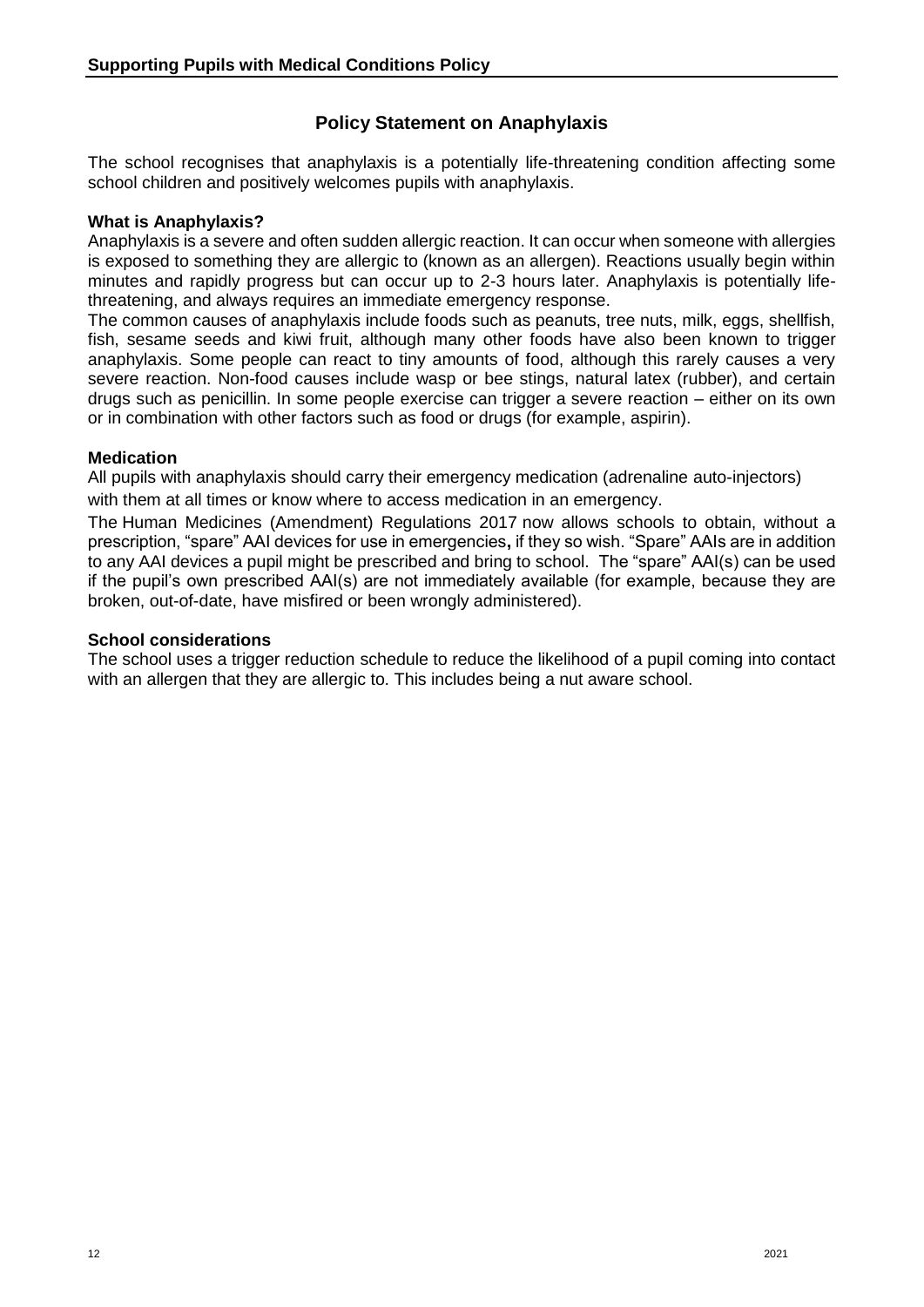## Policy Statement on Anaphylaxis

The school recognises that anaphylaxis is a potentially life-threatening condition affecting some school children and positively welcomes pupils with anaphylaxis.

**What is Anaphylaxis?**

Anaphylaxis is a severe and often sudden allergic reaction. It can occur when someone with allergies is exposed to something they are allergic to (known as an allergen). Reactions usually begin within minutes and rapidly progress but can occur up to 2-3 hours later. Anaphylaxis is potentially life-threatening, and always requires an immediate emergency response.

The common causes of anaphylaxis include foods such as peanuts, tree nuts, milk, eggs, shellfish, fish, sesame seeds and kiwi fruit, although many other foods have also been known to trigger anaphylaxis. Some people can react to tiny amounts of food, although this rarely causes a very severe reaction. Non-food causes include wasp or bee stings, natural latex (rubber), and certain drugs such as penicillin. In some people exercise can trigger a severe reaction – either on its own or in combination with other factors such as food or drugs (for example, aspirin).

**Medication**

All pupils with anaphylaxis should carry their emergency medication (adrenaline auto-injectors) with them at all times or know where to access medication in an emergency.

The Human Medicines (Amendment) Regulations 2017 now allows schools to obtain, without a prescription, "spare" AAI devices for use in emergencies**,** if they so wish. "Spare" AAIs are in addition to any AAI devices a pupil might be prescribed and bring to school. The "spare" AAI(s) can be used if the pupil's own prescribed AAI(s) are not immediately available (for example, because they are broken, out-of-date, have misfired or been wrongly administered).

**School considerations**

The school uses a trigger reduction schedule to reduce the likelihood of a pupil coming into contact with an allergen that they are allergic to. This includes being a nut aware school.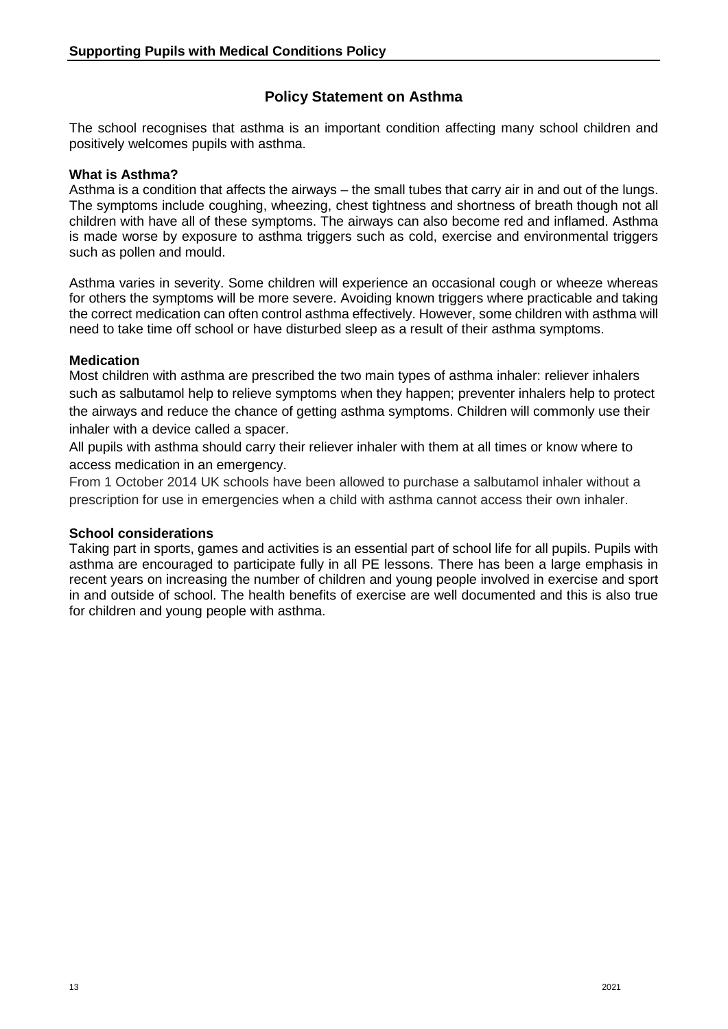## Policy Statement on Asthma

The school recognises that asthma is an important condition affecting many school children and positively welcomes pupils with asthma.

**What is Asthma?**

Asthma is a condition that affects the airways – the small tubes that carry air in and out of the lungs. The symptoms include coughing, wheezing, chest tightness and shortness of breath though not all children with have all of these symptoms. The airways can also become red and inflamed. Asthma is made worse by exposure to asthma triggers such as cold, exercise and environmental triggers such as pollen and mould.

Asthma varies in severity. Some children will experience an occasional cough or wheeze whereas for others the symptoms will be more severe. Avoiding known triggers where practicable and taking the correct medication can often control asthma effectively. However, some children with asthma will need to take time off school or have disturbed sleep as a result of their asthma symptoms.

**Medication**

Most children with asthma are prescribed the two main types of asthma inhaler: reliever inhalers such as salbutamol help to relieve symptoms when they happen; preventer inhalers help to protect the airways and reduce the chance of getting asthma symptoms. Children will commonly use their inhaler with a device called a spacer.

All pupils with asthma should carry their reliever inhaler with them at all times or know where to access medication in an emergency.

From 1 October 2014 UK schools have been allowed to purchase a salbutamol inhaler without a prescription for use in emergencies when a child with asthma cannot access their own inhaler.

**School considerations**

Taking part in sports, games and activities is an essential part of school life for all pupils. Pupils with asthma are encouraged to participate fully in all PE lessons. There has been a large emphasis in recent years on increasing the number of children and young people involved in exercise and sport in and outside of school. The health benefits of exercise are well documented and this is also true for children and young people with asthma.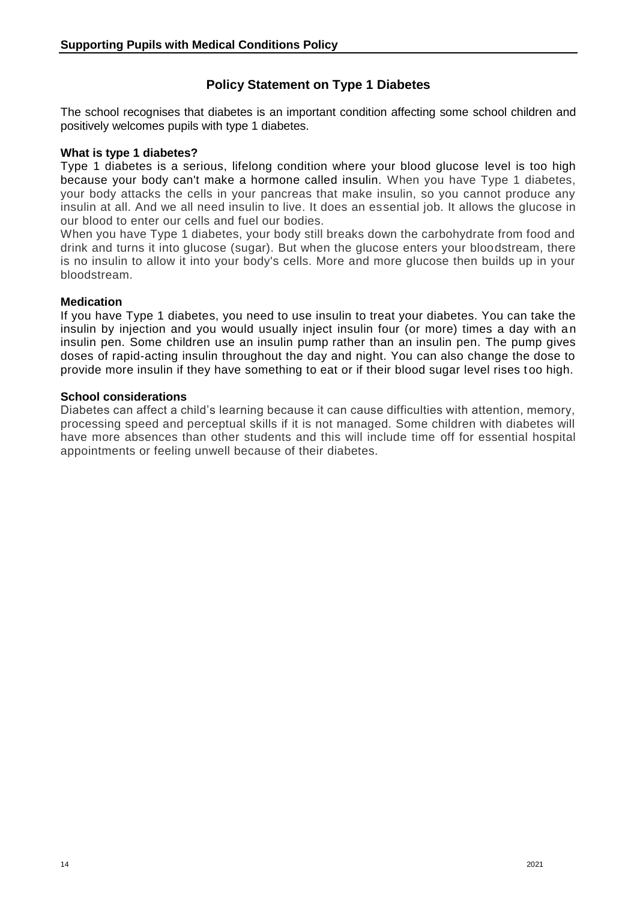## Policy Statement on Type 1 Diabetes

The school recognises that diabetes is an important condition affecting some school children and positively welcomes pupils with type 1 diabetes.

**What is type 1 diabetes?**

Type 1 diabetes is a serious, lifelong condition where your blood glucose level is too high because your body can't make a hormone called insulin. When you have Type 1 diabetes, your body attacks the cells in your pancreas that make insulin, so you cannot produce any insulin at all. And we all need insulin to live. It does an essential job. It allows the glucose in our blood to enter our cells and fuel our bodies.

When you have Type 1 diabetes, your body still breaks down the carbohydrate from food and drink and turns it into glucose (sugar). But when the glucose enters your bloodstream, there is no insulin to allow it into your body's cells. More and more glucose then builds up in your bloodstream.

**Medication**

If you have Type 1 diabetes, you need to use insulin to treat your diabetes. You can take the insulin by injection and you would usually inject insulin four (or more) times a day with an insulin pen. Some children use an insulin pump rather than an insulin pen. The pump gives doses of rapid-acting insulin throughout the day and night. You can also change the dose to provide more insulin if they have something to eat or if their blood sugar level rises too high.

**School considerations**

Diabetes can affect a child's learning because it can cause difficulties with attention, memory, processing speed and perceptual skills if it is not managed. Some children with diabetes will have more absences than other students and this will include time off for essential hospital appointments or feeling unwell because of their diabetes.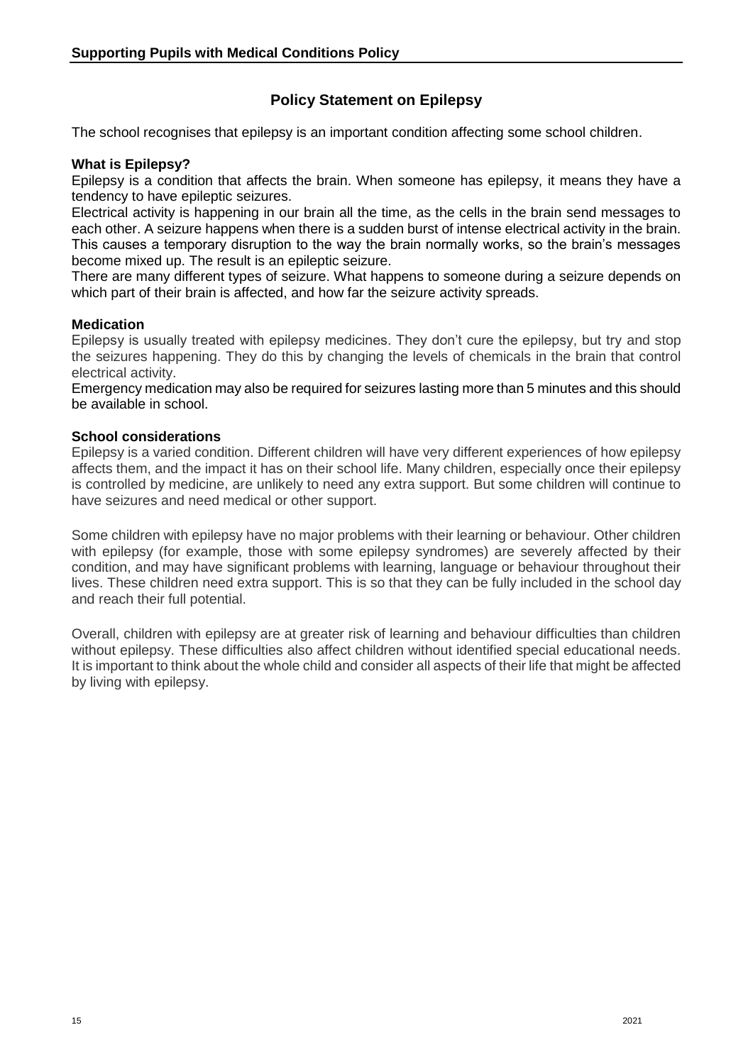## Policy Statement on Epilepsy

The school recognises that epilepsy is an important condition affecting some school children.

**What is Epilepsy?**

Epilepsy is a condition that affects the brain. When someone has epilepsy, it means they have a tendency to have epileptic seizures.

Electrical activity is happening in our brain all the time, as the cells in the brain send messages to each other. A seizure happens when there is a sudden burst of intense electrical activity in the brain. This causes a temporary disruption to the way the brain normally works, so the brain's messages become mixed up. The result is an epileptic seizure.

There are many different types of seizure. What happens to someone during a seizure depends on which part of their brain is affected, and how far the seizure activity spreads.

**Medication**

Epilepsy is usually treated with epilepsy medicines. They don't cure the epilepsy, but try and stop the seizures happening. They do this by changing the levels of chemicals in the brain that control electrical activity.

Emergency medication may also be required for seizures lasting more than 5 minutes and this should be available in school.

**School considerations**

Epilepsy is a varied condition. Different children will have very different experiences of how epilepsy affects them, and the impact it has on their school life. Many children, especially once their epilepsy is controlled by medicine, are unlikely to need any extra support. But some children will continue to have seizures and need medical or other support.

Some children with epilepsy have no major problems with their learning or behaviour. Other children with epilepsy (for example, those with some epilepsy syndromes) are severely affected by their condition, and may have significant problems with learning, language or behaviour throughout their lives. These children need extra support. This is so that they can be fully included in the school day and reach their full potential.

Overall, children with epilepsy are at greater risk of learning and behaviour difficulties than children without epilepsy. These difficulties also affect children without identified special educational needs. It is important to think about the whole child and consider all aspects of their life that might be affected by living with epilepsy.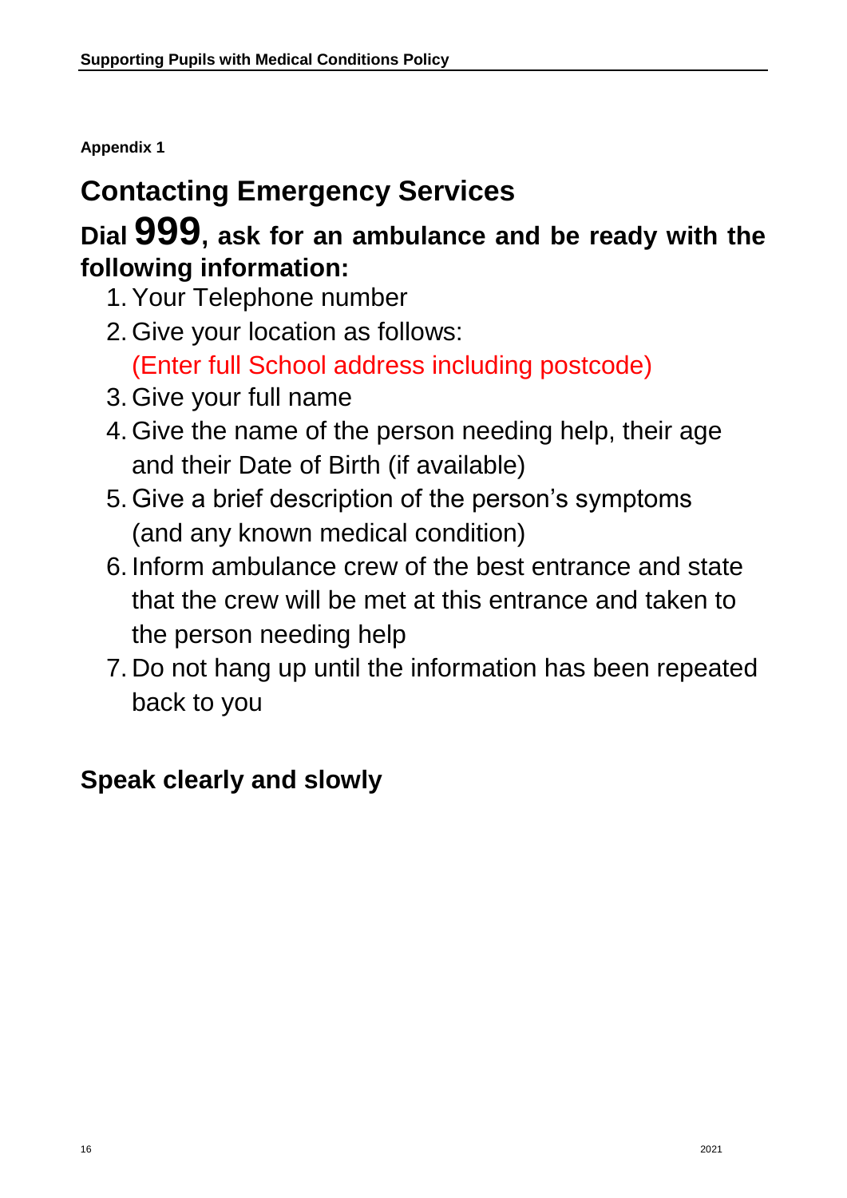**Appendix 1**

# Contacting Emergency Services

## Dial 999, ask for an ambulance and be ready with the following information:

1. Your Telephone number
2. Give your location as follows:
   (Enter full School address including postcode)
3. Give your full name
4. Give the name of the person needing help, their age and their Date of Birth (if available)
5. Give a brief description of the person's symptoms (and any known medical condition)
6. Inform ambulance crew of the best entrance and state that the crew will be met at this entrance and taken to the person needing help
7. Do not hang up until the information has been repeated back to you

## Speak clearly and slowly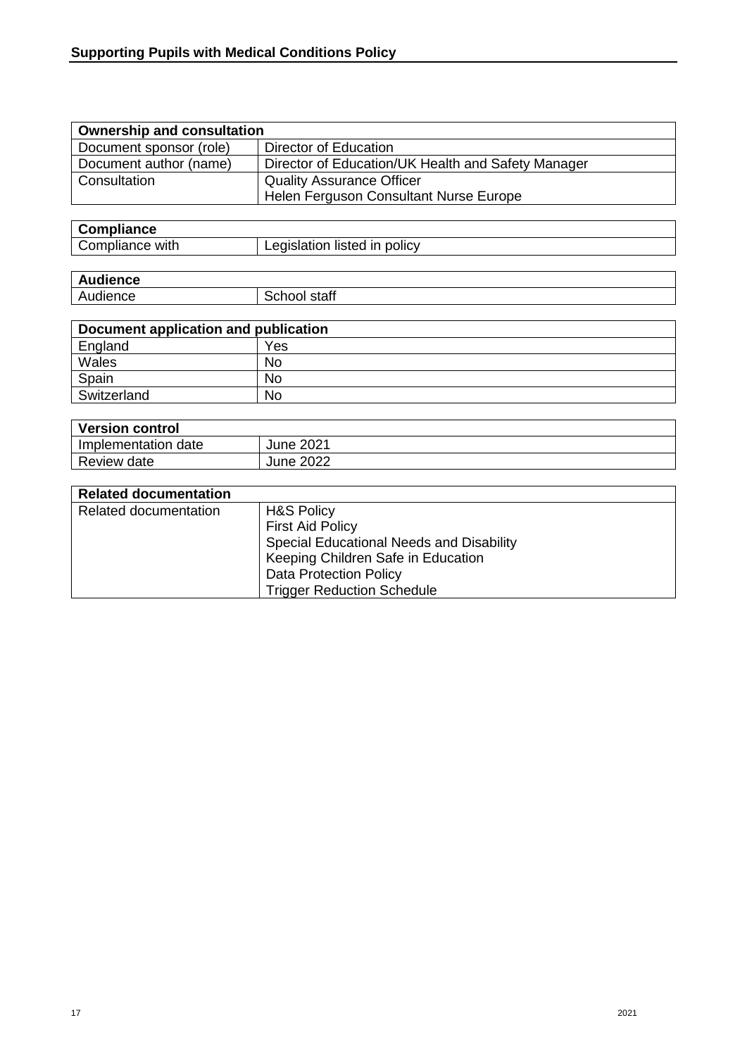## Supporting Pupils with Medical Conditions Policy

| **Ownership and consultation** | |
|---|---|
| Document sponsor (role) | Director of Education |
| Document author (name) | Director of Education/UK Health and Safety Manager |
| Consultation | Quality Assurance Officer<br>Helen Ferguson Consultant Nurse Europe |

| **Compliance** | |
|---|---|
| Compliance with | Legislation listed in policy |

| **Audience** | |
|---|---|
| Audience | School staff |

| **Document application and publication** | |
|---|---|
| England | Yes |
| Wales | No |
| Spain | No |
| Switzerland | No |

| **Version control** | |
|---|---|
| Implementation date | June 2021 |
| Review date | June 2022 |

| **Related documentation** | |
|---|---|
| Related documentation | H&S Policy<br>First Aid Policy<br>Special Educational Needs and Disability<br>Keeping Children Safe in Education<br>Data Protection Policy<br>Trigger Reduction Schedule |